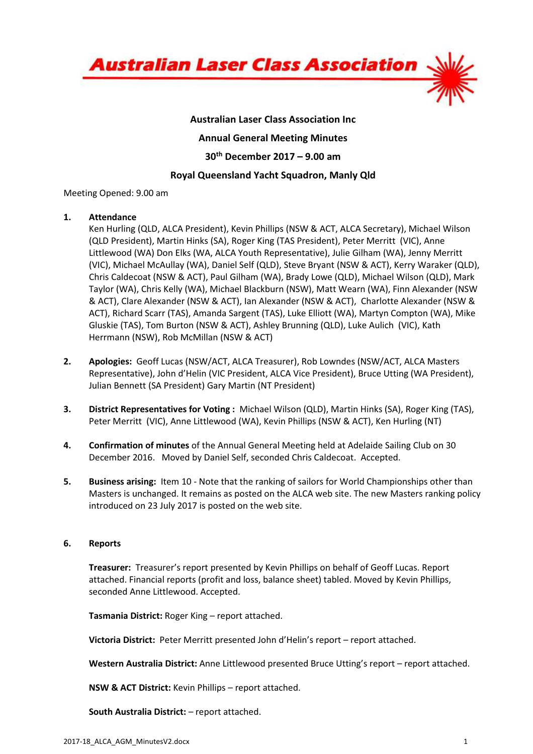# Australian Laser Class Association

**Australian Laser Class Association Inc**

**Annual General Meeting Minutes**

**30th December 2017 – 9.00 am**

**Royal Queensland Yacht Squadron, Manly Qld**

Meeting Opened: 9.00 am

1. **Attendance**
   Ken Hurling (QLD, ALCA President), Kevin Phillips (NSW & ACT, ALCA Secretary), Michael Wilson (QLD President), Martin Hinks (SA), Roger King (TAS President), Peter Merritt (VIC), Anne Littlewood (WA) Don Elks (WA, ALCA Youth Representative), Julie Gilham (WA), Jenny Merritt (VIC), Michael McAullay (WA), Daniel Self (QLD), Steve Bryant (NSW & ACT), Kerry Waraker (QLD), Chris Caldecoat (NSW & ACT), Paul Gilham (WA), Brady Lowe (QLD), Michael Wilson (QLD), Mark Taylor (WA), Chris Kelly (WA), Michael Blackburn (NSW), Matt Wearn (WA), Finn Alexander (NSW & ACT), Clare Alexander (NSW & ACT), Ian Alexander (NSW & ACT), Charlotte Alexander (NSW & ACT), Richard Scarr (TAS), Amanda Sargent (TAS), Luke Elliott (WA), Martyn Compton (WA), Mike Gluskie (TAS), Tom Burton (NSW & ACT), Ashley Brunning (QLD), Luke Aulich (VIC), Kath Herrmann (NSW), Rob McMillan (NSW & ACT)

2. **Apologies:** Geoff Lucas (NSW/ACT, ALCA Treasurer), Rob Lowndes (NSW/ACT, ALCA Masters Representative), John d'Helin (VIC President, ALCA Vice President), Bruce Utting (WA President), Julian Bennett (SA President) Gary Martin (NT President)

3. **District Representatives for Voting :** Michael Wilson (QLD), Martin Hinks (SA), Roger King (TAS), Peter Merritt (VIC), Anne Littlewood (WA), Kevin Phillips (NSW & ACT), Ken Hurling (NT)

4. **Confirmation of minutes** of the Annual General Meeting held at Adelaide Sailing Club on 30 December 2016. Moved by Daniel Self, seconded Chris Caldecoat. Accepted.

5. **Business arising:** Item 10 - Note that the ranking of sailors for World Championships other than Masters is unchanged. It remains as posted on the ALCA web site. The new Masters ranking policy introduced on 23 July 2017 is posted on the web site.

6. **Reports**

   **Treasurer:** Treasurer's report presented by Kevin Phillips on behalf of Geoff Lucas. Report attached. Financial reports (profit and loss, balance sheet) tabled. Moved by Kevin Phillips, seconded Anne Littlewood. Accepted.

   **Tasmania District:** Roger King – report attached.

   **Victoria District:** Peter Merritt presented John d'Helin's report – report attached.

   **Western Australia District:** Anne Littlewood presented Bruce Utting's report – report attached.

   **NSW & ACT District:** Kevin Phillips – report attached.

   **South Australia District:** – report attached.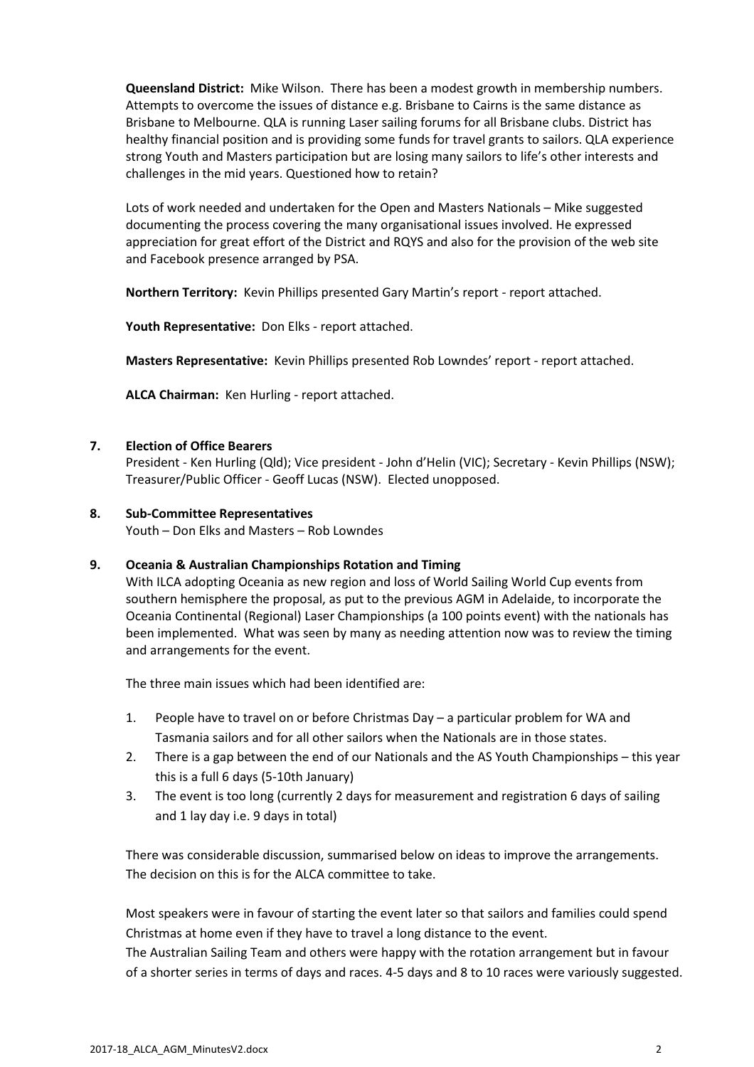**Queensland District:** Mike Wilson. There has been a modest growth in membership numbers. Attempts to overcome the issues of distance e.g. Brisbane to Cairns is the same distance as Brisbane to Melbourne. QLA is running Laser sailing forums for all Brisbane clubs. District has healthy financial position and is providing some funds for travel grants to sailors. QLA experience strong Youth and Masters participation but are losing many sailors to life's other interests and challenges in the mid years. Questioned how to retain?

Lots of work needed and undertaken for the Open and Masters Nationals – Mike suggested documenting the process covering the many organisational issues involved. He expressed appreciation for great effort of the District and RQYS and also for the provision of the web site and Facebook presence arranged by PSA.

**Northern Territory:** Kevin Phillips presented Gary Martin's report - report attached.

**Youth Representative:** Don Elks - report attached.

**Masters Representative:** Kevin Phillips presented Rob Lowndes' report - report attached.

**ALCA Chairman:** Ken Hurling - report attached.

**7. Election of Office Bearers**

President - Ken Hurling (Qld); Vice president - John d'Helin (VIC); Secretary - Kevin Phillips (NSW); Treasurer/Public Officer - Geoff Lucas (NSW). Elected unopposed.

**8. Sub-Committee Representatives**

Youth – Don Elks and Masters – Rob Lowndes

**9. Oceania & Australian Championships Rotation and Timing**

With ILCA adopting Oceania as new region and loss of World Sailing World Cup events from southern hemisphere the proposal, as put to the previous AGM in Adelaide, to incorporate the Oceania Continental (Regional) Laser Championships (a 100 points event) with the nationals has been implemented. What was seen by many as needing attention now was to review the timing and arrangements for the event.

The three main issues which had been identified are:

1. People have to travel on or before Christmas Day – a particular problem for WA and Tasmania sailors and for all other sailors when the Nationals are in those states.
2. There is a gap between the end of our Nationals and the AS Youth Championships – this year this is a full 6 days (5-10th January)
3. The event is too long (currently 2 days for measurement and registration 6 days of sailing and 1 lay day i.e. 9 days in total)

There was considerable discussion, summarised below on ideas to improve the arrangements. The decision on this is for the ALCA committee to take.

Most speakers were in favour of starting the event later so that sailors and families could spend Christmas at home even if they have to travel a long distance to the event.
The Australian Sailing Team and others were happy with the rotation arrangement but in favour of a shorter series in terms of days and races. 4-5 days and 8 to 10 races were variously suggested.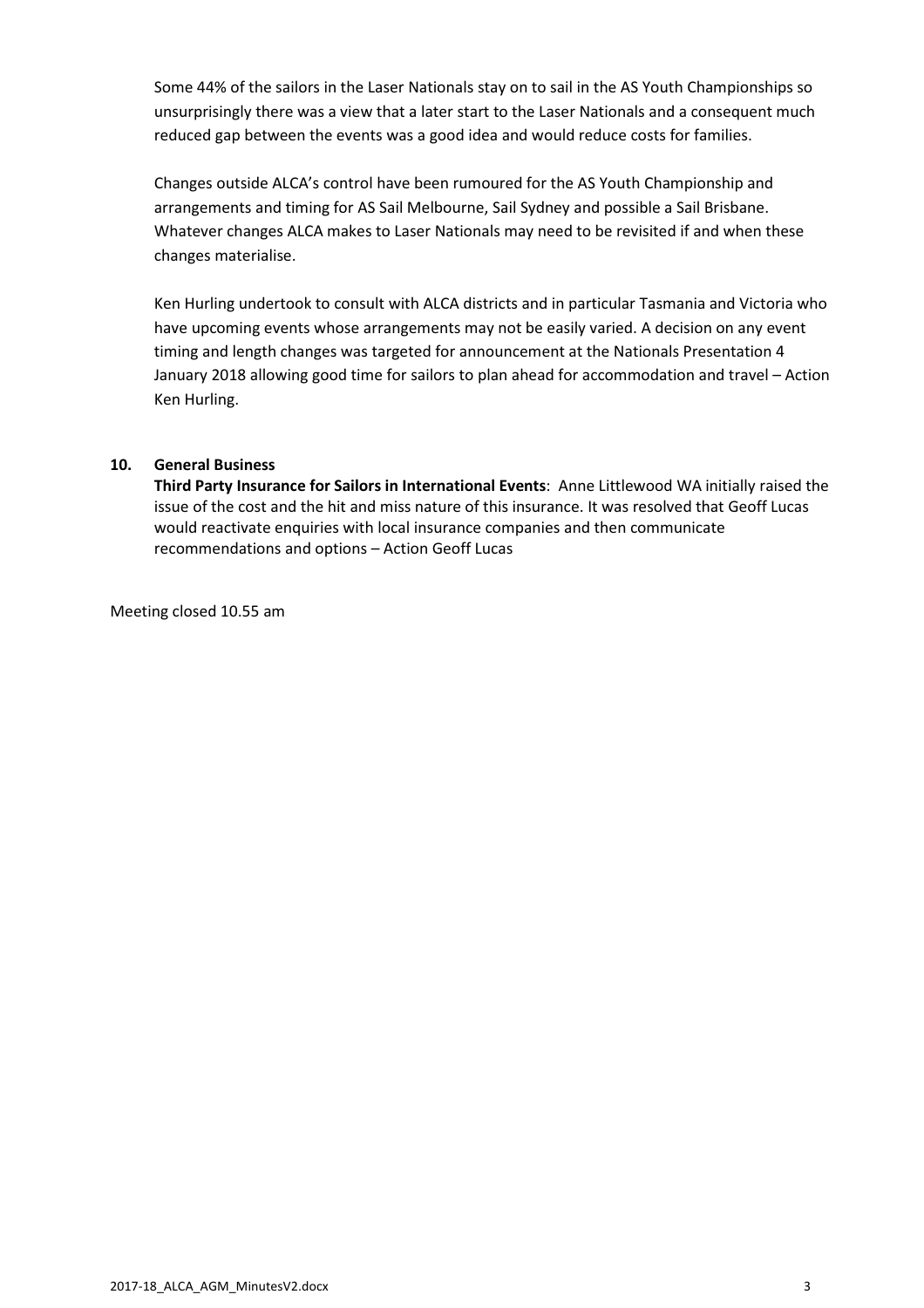Some 44% of the sailors in the Laser Nationals stay on to sail in the AS Youth Championships so unsurprisingly there was a view that a later start to the Laser Nationals and a consequent much reduced gap between the events was a good idea and would reduce costs for families.

Changes outside ALCA's control have been rumoured for the AS Youth Championship and arrangements and timing for AS Sail Melbourne, Sail Sydney and possible a Sail Brisbane. Whatever changes ALCA makes to Laser Nationals may need to be revisited if and when these changes materialise.

Ken Hurling undertook to consult with ALCA districts and in particular Tasmania and Victoria who have upcoming events whose arrangements may not be easily varied. A decision on any event timing and length changes was targeted for announcement at the Nationals Presentation 4 January 2018 allowing good time for sailors to plan ahead for accommodation and travel – Action Ken Hurling.

**10. General Business**

**Third Party Insurance for Sailors in International Events**: Anne Littlewood WA initially raised the issue of the cost and the hit and miss nature of this insurance. It was resolved that Geoff Lucas would reactivate enquiries with local insurance companies and then communicate recommendations and options – Action Geoff Lucas

Meeting closed 10.55 am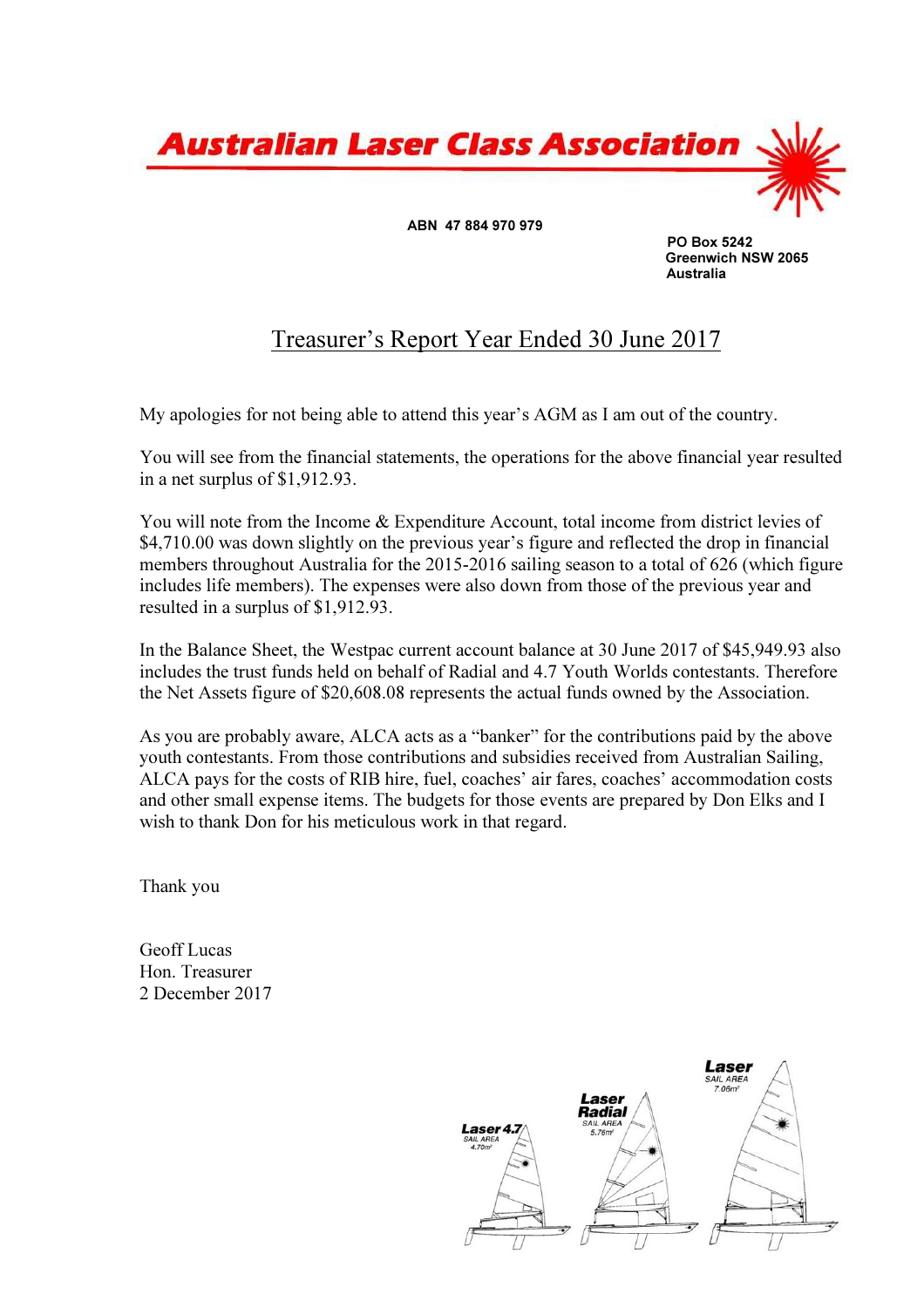# Australian Laser Class Association

**ABN 47 884 970 979**

**PO Box 5242**
**Greenwich NSW 2065**
**Australia**

## Treasurer's Report Year Ended 30 June 2017

My apologies for not being able to attend this year's AGM as I am out of the country.

You will see from the financial statements, the operations for the above financial year resulted in a net surplus of $1,912.93.

You will note from the Income & Expenditure Account, total income from district levies of $4,710.00 was down slightly on the previous year's figure and reflected the drop in financial members throughout Australia for the 2015-2016 sailing season to a total of 626 (which figure includes life members). The expenses were also down from those of the previous year and resulted in a surplus of $1,912.93.

In the Balance Sheet, the Westpac current account balance at 30 June 2017 of $45,949.93 also includes the trust funds held on behalf of Radial and 4.7 Youth Worlds contestants. Therefore the Net Assets figure of $20,608.08 represents the actual funds owned by the Association.

As you are probably aware, ALCA acts as a "banker" for the contributions paid by the above youth contestants. From those contributions and subsidies received from Australian Sailing, ALCA pays for the costs of RIB hire, fuel, coaches' air fares, coaches' accommodation costs and other small expense items. The budgets for those events are prepared by Don Elks and I wish to thank Don for his meticulous work in that regard.

Thank you

Geoff Lucas
Hon. Treasurer
2 December 2017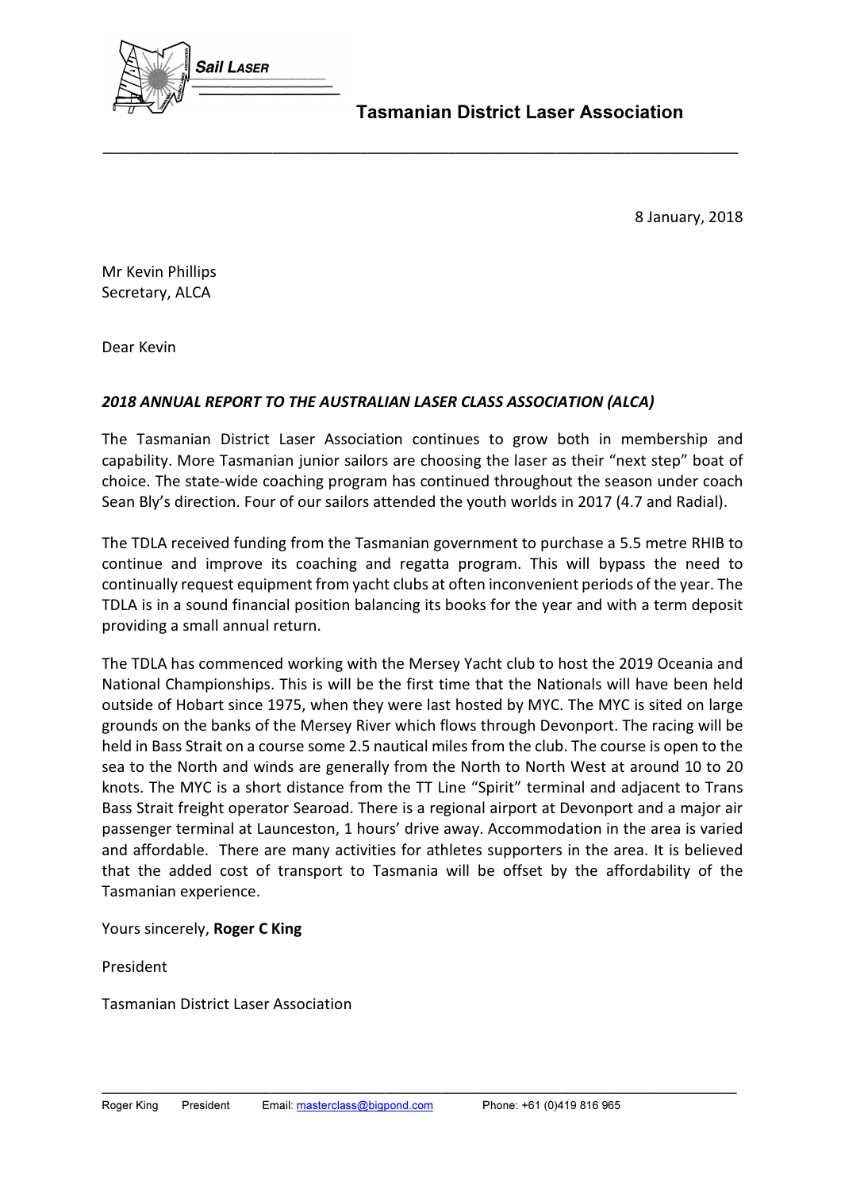**Tasmanian District Laser Association**

8 January, 2018

Mr Kevin Phillips
Secretary, ALCA

Dear Kevin

***2018 ANNUAL REPORT TO THE AUSTRALIAN LASER CLASS ASSOCIATION (ALCA)***

The Tasmanian District Laser Association continues to grow both in membership and capability. More Tasmanian junior sailors are choosing the laser as their "next step" boat of choice. The state-wide coaching program has continued throughout the season under coach Sean Bly's direction. Four of our sailors attended the youth worlds in 2017 (4.7 and Radial).

The TDLA received funding from the Tasmanian government to purchase a 5.5 metre RHIB to continue and improve its coaching and regatta program. This will bypass the need to continually request equipment from yacht clubs at often inconvenient periods of the year. The TDLA is in a sound financial position balancing its books for the year and with a term deposit providing a small annual return.

The TDLA has commenced working with the Mersey Yacht club to host the 2019 Oceania and National Championships. This is will be the first time that the Nationals will have been held outside of Hobart since 1975, when they were last hosted by MYC. The MYC is sited on large grounds on the banks of the Mersey River which flows through Devonport. The racing will be held in Bass Strait on a course some 2.5 nautical miles from the club. The course is open to the sea to the North and winds are generally from the North to North West at around 10 to 20 knots. The MYC is a short distance from the TT Line "Spirit" terminal and adjacent to Trans Bass Strait freight operator Searoad. There is a regional airport at Devonport and a major air passenger terminal at Launceston, 1 hours' drive away. Accommodation in the area is varied and affordable. There are many activities for athletes supporters in the area. It is believed that the added cost of transport to Tasmania will be offset by the affordability of the Tasmanian experience.

Yours sincerely, **Roger C King**

President

Tasmanian District Laser Association

Roger King President Email: masterclass@bigpond.com Phone: +61 (0)419 816 965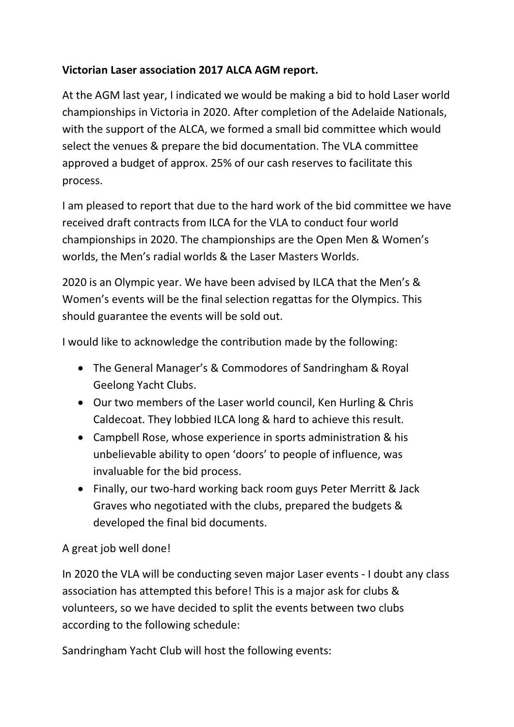**Victorian Laser association 2017 ALCA AGM report.**

At the AGM last year, I indicated we would be making a bid to hold Laser world championships in Victoria in 2020. After completion of the Adelaide Nationals, with the support of the ALCA, we formed a small bid committee which would select the venues & prepare the bid documentation. The VLA committee approved a budget of approx. 25% of our cash reserves to facilitate this process.

I am pleased to report that due to the hard work of the bid committee we have received draft contracts from ILCA for the VLA to conduct four world championships in 2020. The championships are the Open Men & Women's worlds, the Men's radial worlds & the Laser Masters Worlds.

2020 is an Olympic year. We have been advised by ILCA that the Men's & Women's events will be the final selection regattas for the Olympics. This should guarantee the events will be sold out.

I would like to acknowledge the contribution made by the following:

- The General Manager's & Commodores of Sandringham & Royal Geelong Yacht Clubs.
- Our two members of the Laser world council, Ken Hurling & Chris Caldecoat. They lobbied ILCA long & hard to achieve this result.
- Campbell Rose, whose experience in sports administration & his unbelievable ability to open 'doors' to people of influence, was invaluable for the bid process.
- Finally, our two-hard working back room guys Peter Merritt & Jack Graves who negotiated with the clubs, prepared the budgets & developed the final bid documents.

A great job well done!

In 2020 the VLA will be conducting seven major Laser events - I doubt any class association has attempted this before! This is a major ask for clubs & volunteers, so we have decided to split the events between two clubs according to the following schedule:

Sandringham Yacht Club will host the following events: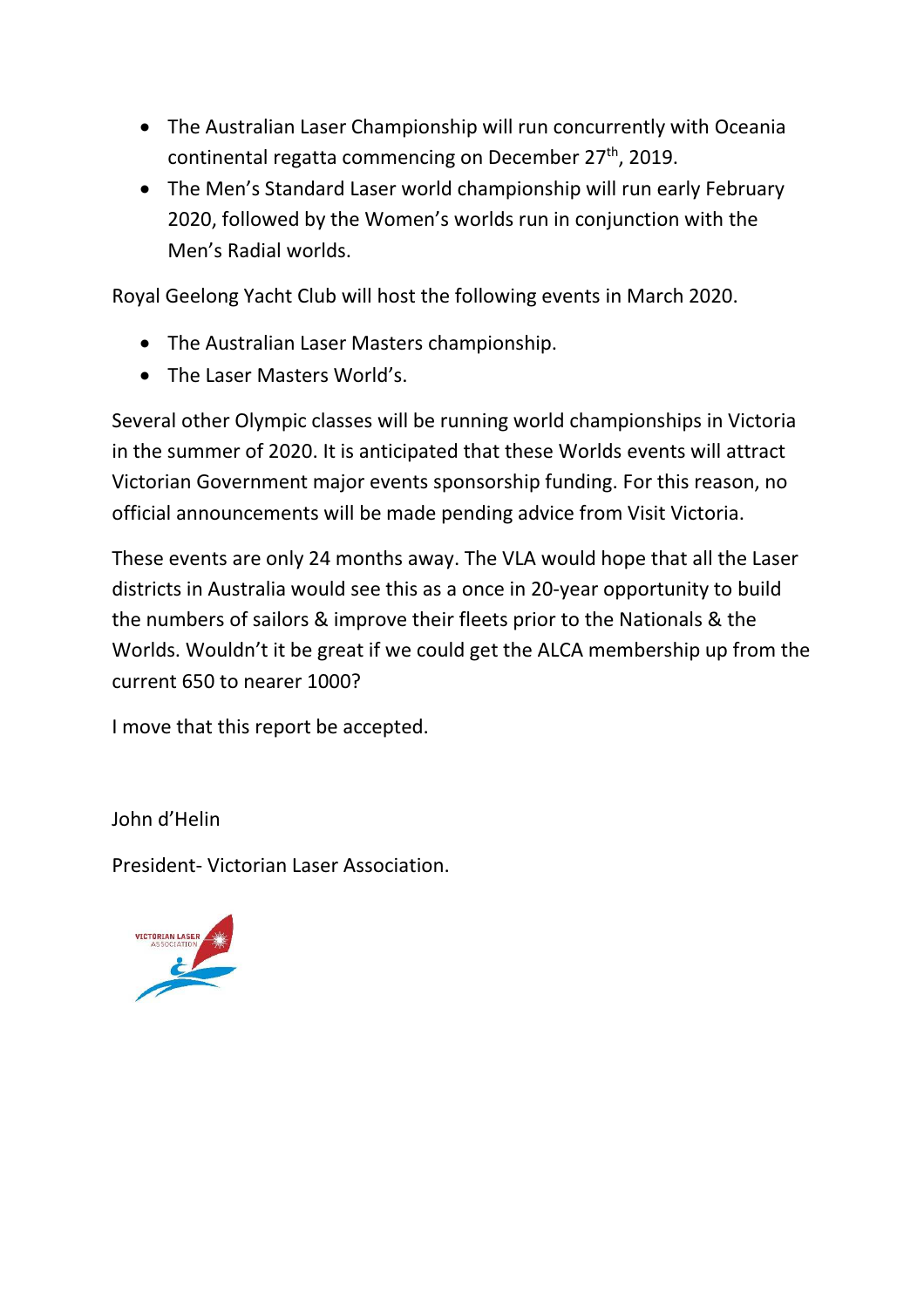- The Australian Laser Championship will run concurrently with Oceania continental regatta commencing on December 27th, 2019.
- The Men's Standard Laser world championship will run early February 2020, followed by the Women's worlds run in conjunction with the Men's Radial worlds.

Royal Geelong Yacht Club will host the following events in March 2020.

- The Australian Laser Masters championship.
- The Laser Masters World's.

Several other Olympic classes will be running world championships in Victoria in the summer of 2020. It is anticipated that these Worlds events will attract Victorian Government major events sponsorship funding. For this reason, no official announcements will be made pending advice from Visit Victoria.

These events are only 24 months away. The VLA would hope that all the Laser districts in Australia would see this as a once in 20-year opportunity to build the numbers of sailors & improve their fleets prior to the Nationals & the Worlds. Wouldn't it be great if we could get the ALCA membership up from the current 650 to nearer 1000?

I move that this report be accepted.

John d'Helin

President- Victorian Laser Association.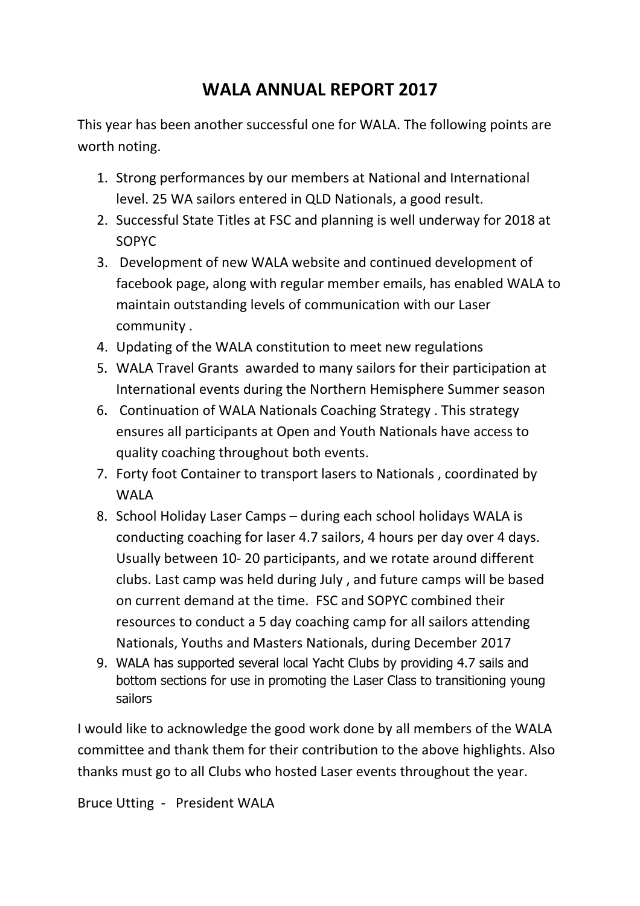# WALA ANNUAL REPORT 2017

This year has been another successful one for WALA. The following points are worth noting.

1. Strong performances by our members at National and International level. 25 WA sailors entered in QLD Nationals, a good result.
2. Successful State Titles at FSC and planning is well underway for 2018 at SOPYC
3. Development of new WALA website and continued development of facebook page, along with regular member emails, has enabled WALA to maintain outstanding levels of communication with our Laser community .
4. Updating of the WALA constitution to meet new regulations
5. WALA Travel Grants awarded to many sailors for their participation at International events during the Northern Hemisphere Summer season
6. Continuation of WALA Nationals Coaching Strategy . This strategy ensures all participants at Open and Youth Nationals have access to quality coaching throughout both events.
7. Forty foot Container to transport lasers to Nationals , coordinated by WALA
8. School Holiday Laser Camps – during each school holidays WALA is conducting coaching for laser 4.7 sailors, 4 hours per day over 4 days. Usually between 10- 20 participants, and we rotate around different clubs. Last camp was held during July , and future camps will be based on current demand at the time. FSC and SOPYC combined their resources to conduct a 5 day coaching camp for all sailors attending Nationals, Youths and Masters Nationals, during December 2017
9. WALA has supported several local Yacht Clubs by providing 4.7 sails and bottom sections for use in promoting the Laser Class to transitioning young sailors

I would like to acknowledge the good work done by all members of the WALA committee and thank them for their contribution to the above highlights. Also thanks must go to all Clubs who hosted Laser events throughout the year.

Bruce Utting - President WALA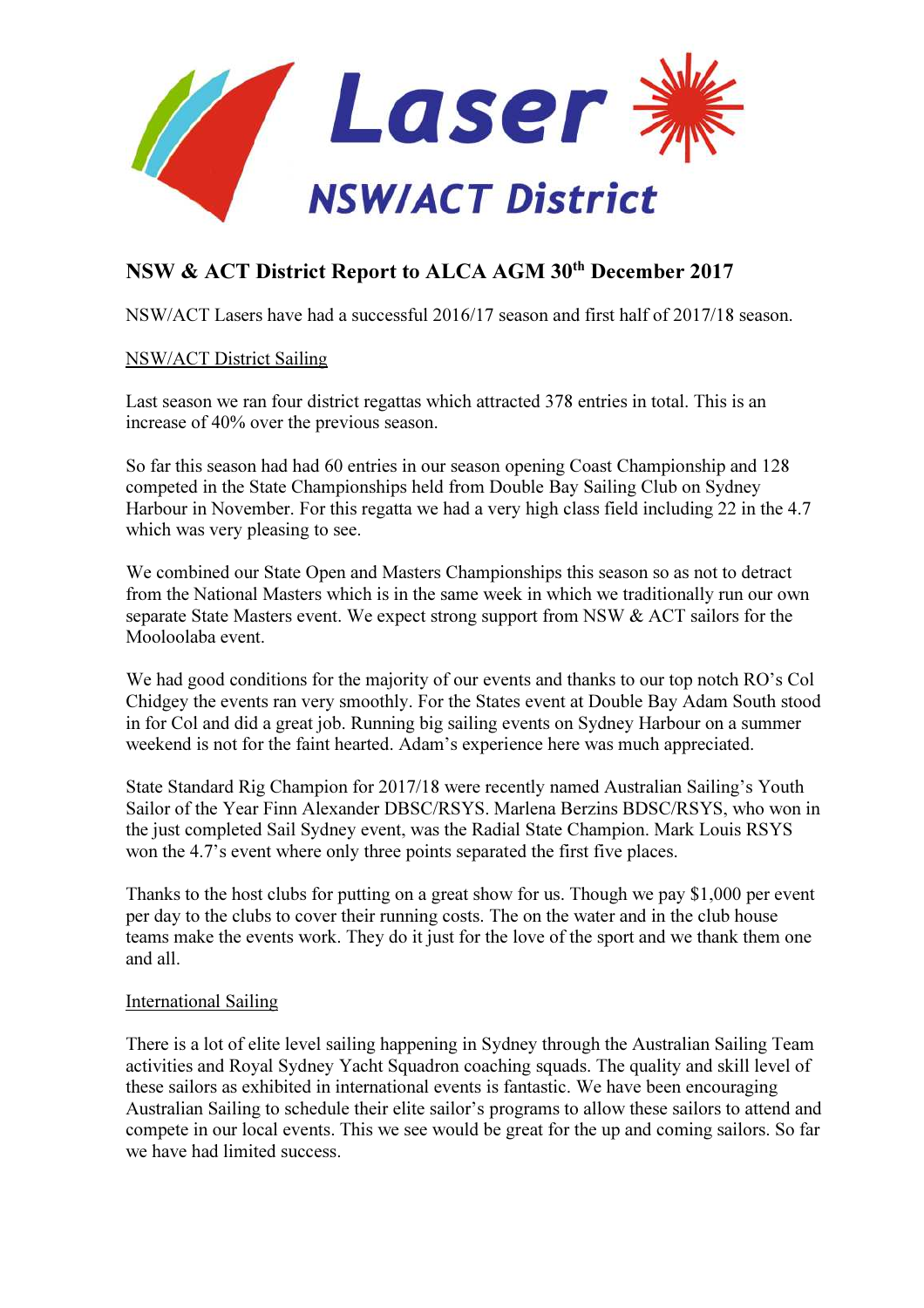# NSW & ACT District Report to ALCA AGM 30th December 2017

NSW/ACT Lasers have had a successful 2016/17 season and first half of 2017/18 season.

## NSW/ACT District Sailing

Last season we ran four district regattas which attracted 378 entries in total. This is an increase of 40% over the previous season.

So far this season had had 60 entries in our season opening Coast Championship and 128 competed in the State Championships held from Double Bay Sailing Club on Sydney Harbour in November. For this regatta we had a very high class field including 22 in the 4.7 which was very pleasing to see.

We combined our State Open and Masters Championships this season so as not to detract from the National Masters which is in the same week in which we traditionally run our own separate State Masters event. We expect strong support from NSW & ACT sailors for the Mooloolaba event.

We had good conditions for the majority of our events and thanks to our top notch RO's Col Chidgey the events ran very smoothly. For the States event at Double Bay Adam South stood in for Col and did a great job. Running big sailing events on Sydney Harbour on a summer weekend is not for the faint hearted. Adam's experience here was much appreciated.

State Standard Rig Champion for 2017/18 were recently named Australian Sailing's Youth Sailor of the Year Finn Alexander DBSC/RSYS. Marlena Berzins BDSC/RSYS, who won in the just completed Sail Sydney event, was the Radial State Champion. Mark Louis RSYS won the 4.7's event where only three points separated the first five places.

Thanks to the host clubs for putting on a great show for us. Though we pay $1,000 per event per day to the clubs to cover their running costs. The on the water and in the club house teams make the events work. They do it just for the love of the sport and we thank them one and all.

## International Sailing

There is a lot of elite level sailing happening in Sydney through the Australian Sailing Team activities and Royal Sydney Yacht Squadron coaching squads. The quality and skill level of these sailors as exhibited in international events is fantastic. We have been encouraging Australian Sailing to schedule their elite sailor's programs to allow these sailors to attend and compete in our local events. This we see would be great for the up and coming sailors. So far we have had limited success.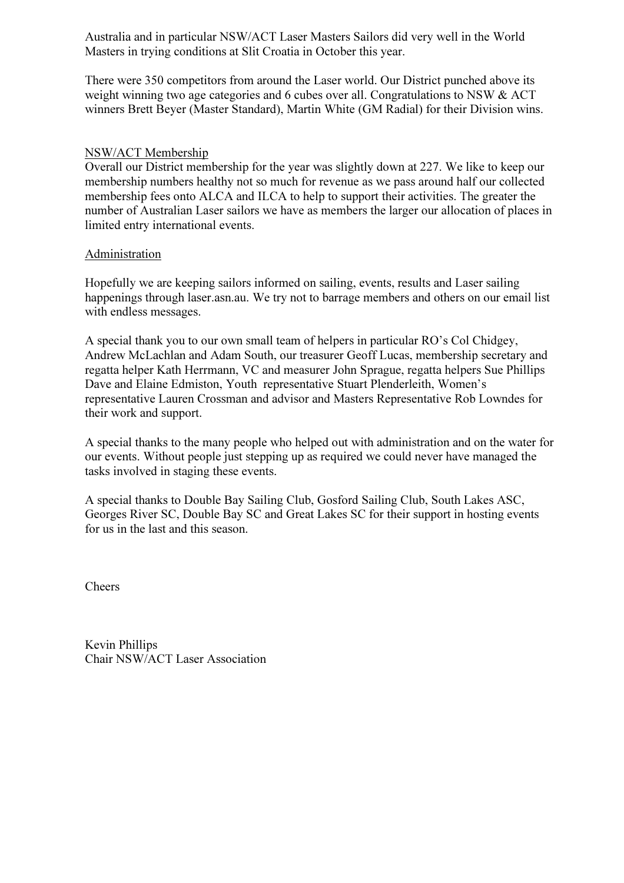Australia and in particular NSW/ACT Laser Masters Sailors did very well in the World Masters in trying conditions at Slit Croatia in October this year.

There were 350 competitors from around the Laser world. Our District punched above its weight winning two age categories and 6 cubes over all. Congratulations to NSW & ACT winners Brett Beyer (Master Standard), Martin White (GM Radial) for their Division wins.

## NSW/ACT Membership

Overall our District membership for the year was slightly down at 227. We like to keep our membership numbers healthy not so much for revenue as we pass around half our collected membership fees onto ALCA and ILCA to help to support their activities. The greater the number of Australian Laser sailors we have as members the larger our allocation of places in limited entry international events.

## Administration

Hopefully we are keeping sailors informed on sailing, events, results and Laser sailing happenings through laser.asn.au. We try not to barrage members and others on our email list with endless messages.

A special thank you to our own small team of helpers in particular RO's Col Chidgey, Andrew McLachlan and Adam South, our treasurer Geoff Lucas, membership secretary and regatta helper Kath Herrmann, VC and measurer John Sprague, regatta helpers Sue Phillips Dave and Elaine Edmiston, Youth representative Stuart Plenderleith, Women's representative Lauren Crossman and advisor and Masters Representative Rob Lowndes for their work and support.

A special thanks to the many people who helped out with administration and on the water for our events. Without people just stepping up as required we could never have managed the tasks involved in staging these events.

A special thanks to Double Bay Sailing Club, Gosford Sailing Club, South Lakes ASC, Georges River SC, Double Bay SC and Great Lakes SC for their support in hosting events for us in the last and this season.

Cheers

Kevin Phillips
Chair NSW/ACT Laser Association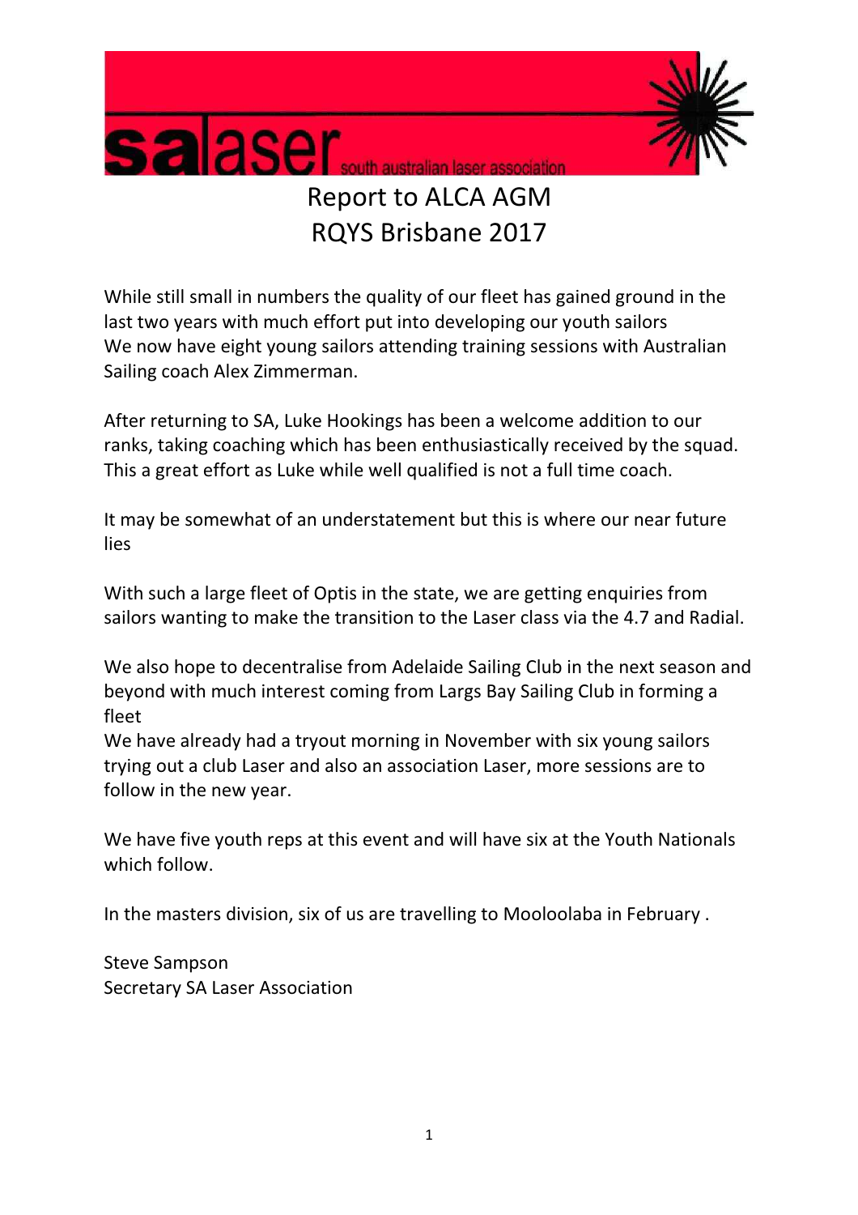salaser south australian laser association

# Report to ALCA AGM
# RQYS Brisbane 2017

While still small in numbers the quality of our fleet has gained ground in the last two years with much effort put into developing our youth sailors
We now have eight young sailors attending training sessions with Australian Sailing coach Alex Zimmerman.

After returning to SA, Luke Hookings has been a welcome addition to our ranks, taking coaching which has been enthusiastically received by the squad. This a great effort as Luke while well qualified is not a full time coach.

It may be somewhat of an understatement but this is where our near future lies

With such a large fleet of Optis in the state, we are getting enquiries from sailors wanting to make the transition to the Laser class via the 4.7 and Radial.

We also hope to decentralise from Adelaide Sailing Club in the next season and beyond with much interest coming from Largs Bay Sailing Club in forming a fleet
We have already had a tryout morning in November with six young sailors trying out a club Laser and also an association Laser, more sessions are to follow in the new year.

We have five youth reps at this event and will have six at the Youth Nationals which follow.

In the masters division, six of us are travelling to Mooloolaba in February .

Steve Sampson
Secretary SA Laser Association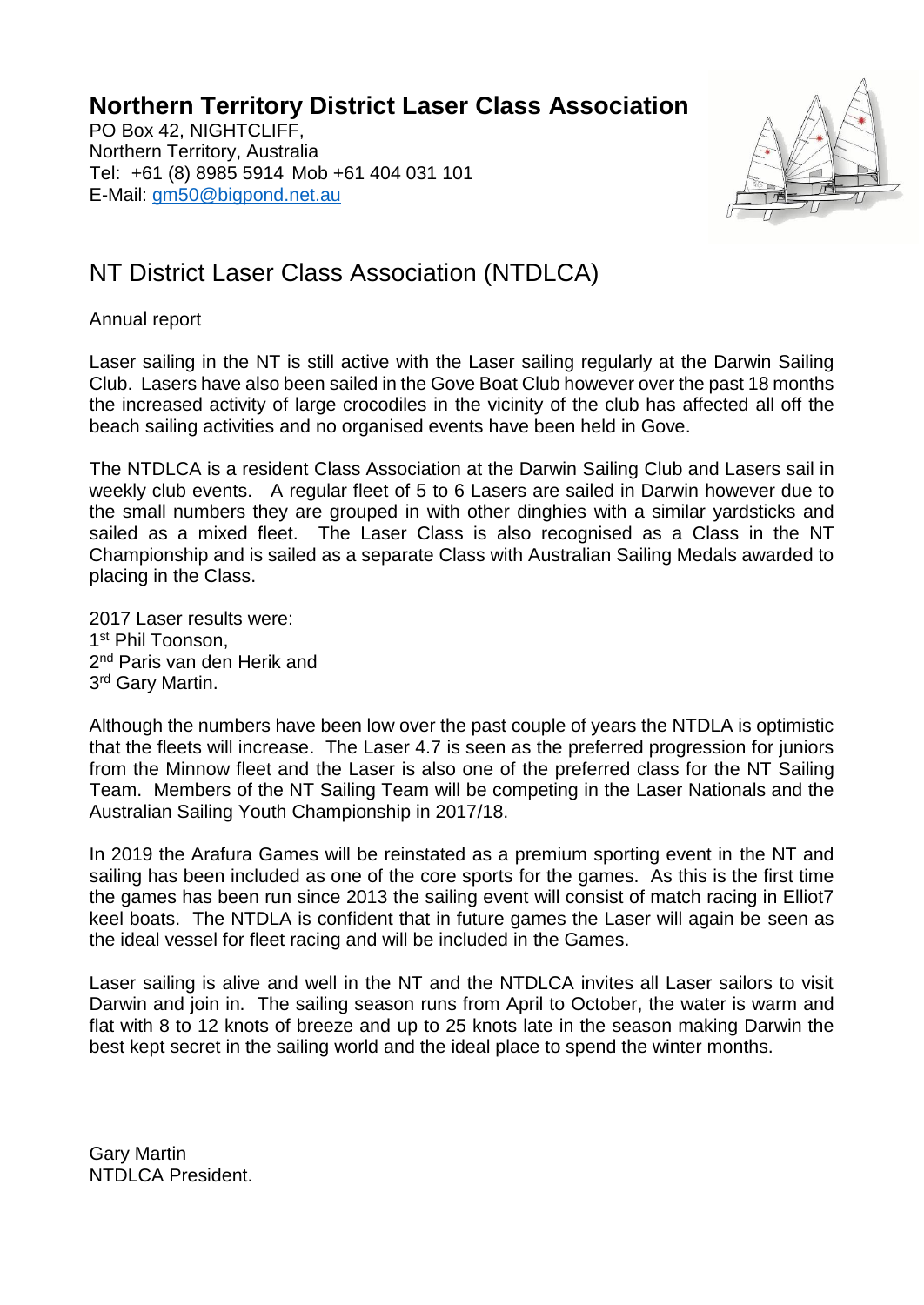**Northern Territory District Laser Class Association**
PO Box 42, NIGHTCLIFF,
Northern Territory, Australia
Tel: +61 (8) 8985 5914 Mob +61 404 031 101
E-Mail: gm50@bigpond.net.au

# NT District Laser Class Association (NTDLCA)

Annual report

Laser sailing in the NT is still active with the Laser sailing regularly at the Darwin Sailing Club. Lasers have also been sailed in the Gove Boat Club however over the past 18 months the increased activity of large crocodiles in the vicinity of the club has affected all off the beach sailing activities and no organised events have been held in Gove.

The NTDLCA is a resident Class Association at the Darwin Sailing Club and Lasers sail in weekly club events. A regular fleet of 5 to 6 Lasers are sailed in Darwin however due to the small numbers they are grouped in with other dinghies with a similar yardsticks and sailed as a mixed fleet. The Laser Class is also recognised as a Class in the NT Championship and is sailed as a separate Class with Australian Sailing Medals awarded to placing in the Class.

2017 Laser results were:
1st Phil Toonson,
2nd Paris van den Herik and
3rd Gary Martin.

Although the numbers have been low over the past couple of years the NTDLA is optimistic that the fleets will increase. The Laser 4.7 is seen as the preferred progression for juniors from the Minnow fleet and the Laser is also one of the preferred class for the NT Sailing Team. Members of the NT Sailing Team will be competing in the Laser Nationals and the Australian Sailing Youth Championship in 2017/18.

In 2019 the Arafura Games will be reinstated as a premium sporting event in the NT and sailing has been included as one of the core sports for the games. As this is the first time the games has been run since 2013 the sailing event will consist of match racing in Elliot7 keel boats. The NTDLA is confident that in future games the Laser will again be seen as the ideal vessel for fleet racing and will be included in the Games.

Laser sailing is alive and well in the NT and the NTDLCA invites all Laser sailors to visit Darwin and join in. The sailing season runs from April to October, the water is warm and flat with 8 to 12 knots of breeze and up to 25 knots late in the season making Darwin the best kept secret in the sailing world and the ideal place to spend the winter months.

Gary Martin
NTDLCA President.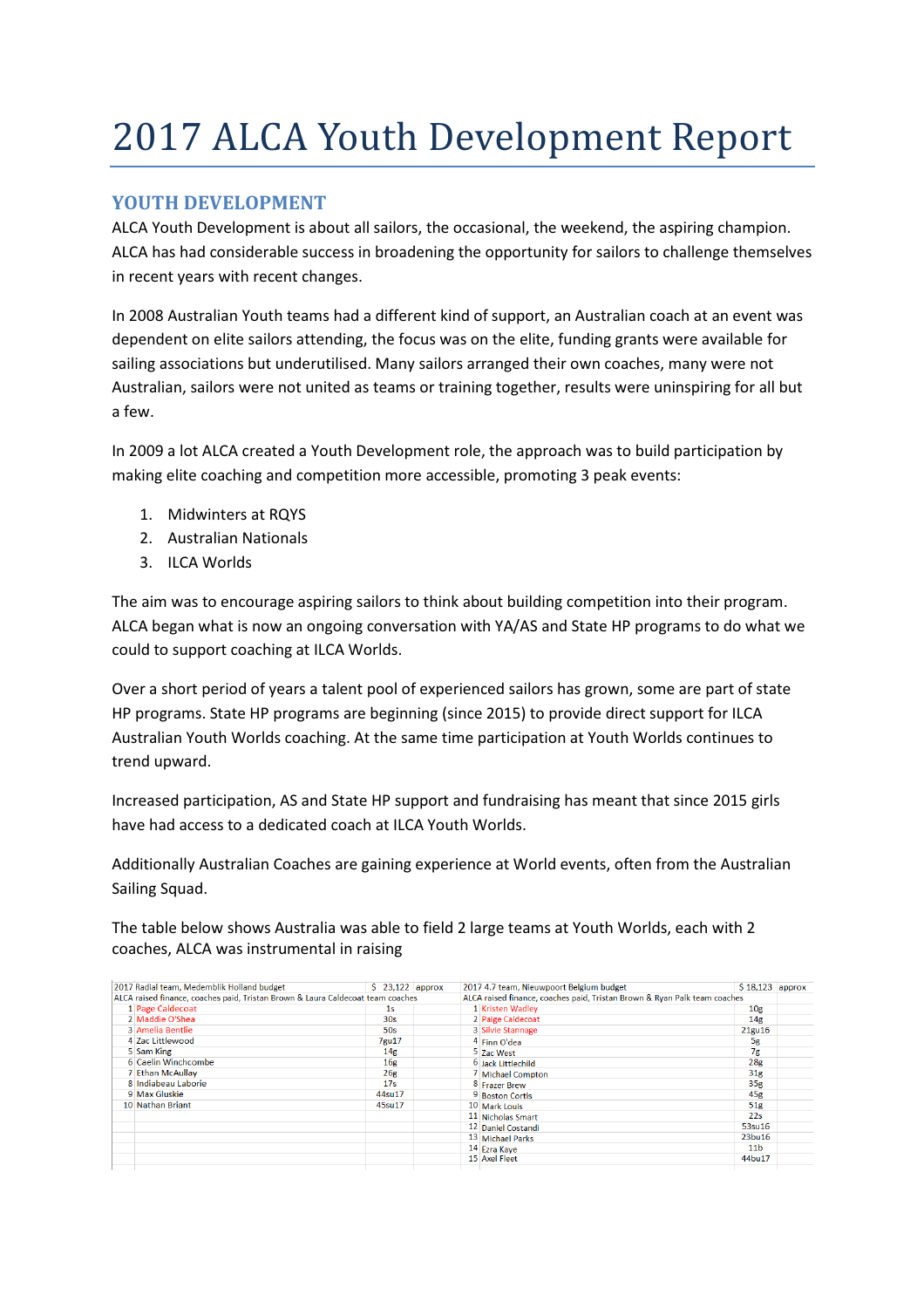# 2017 ALCA Youth Development Report

## YOUTH DEVELOPMENT

ALCA Youth Development is about all sailors, the occasional, the weekend, the aspiring champion. ALCA has had considerable success in broadening the opportunity for sailors to challenge themselves in recent years with recent changes.

In 2008 Australian Youth teams had a different kind of support, an Australian coach at an event was dependent on elite sailors attending, the focus was on the elite, funding grants were available for sailing associations but underutilised. Many sailors arranged their own coaches, many were not Australian, sailors were not united as teams or training together, results were uninspiring for all but a few.

In 2009 a lot ALCA created a Youth Development role, the approach was to build participation by making elite coaching and competition more accessible, promoting 3 peak events:

1. Midwinters at RQYS
2. Australian Nationals
3. ILCA Worlds

The aim was to encourage aspiring sailors to think about building competition into their program. ALCA began what is now an ongoing conversation with YA/AS and State HP programs to do what we could to support coaching at ILCA Worlds.

Over a short period of years a talent pool of experienced sailors has grown, some are part of state HP programs. State HP programs are beginning (since 2015) to provide direct support for ILCA Australian Youth Worlds coaching. At the same time participation at Youth Worlds continues to trend upward.

Increased participation, AS and State HP support and fundraising has meant that since 2015 girls have had access to a dedicated coach at ILCA Youth Worlds.

Additionally Australian Coaches are gaining experience at World events, often from the Australian Sailing Squad.

The table below shows Australia was able to field 2 large teams at Youth Worlds, each with 2 coaches, ALCA was instrumental in raising

| 2017 Radial team, Medemblik Holland budget | | $ 23,122 | approx | 2017 4.7 team, Nieuwpoort Belgium budget | | $ 18,123 | approx |
|---|---|---|---|---|---|---|---|
| ALCA raised finance, coaches paid, Tristan Brown & Laura Caldecoat team coaches | | | | ALCA raised finance, coaches paid, Tristan Brown & Ryan Palk team coaches | | | |
| 1 | Page Caldecoat | 1s | | 1 | Kristen Wadley | 10g | |
| 2 | Maddie O'Shea | 30s | | 2 | Paige Caldecoat | 14g | |
| 3 | Amelia Bentlie | 50s | | 3 | Silvie Stannage | 21gu16 | |
| 4 | Zac Littlewood | 7gu17 | | 4 | Finn O'dea | 5g | |
| 5 | Sam King | 14g | | 5 | Zac West | 7g | |
| 6 | Caelin Winchcombe | 16g | | 6 | Jack Littlechild | 28g | |
| 7 | Ethan McAullay | 26g | | 7 | Michael Compton | 31g | |
| 8 | Indiabeau Laborie | 17s | | 8 | Frazer Brew | 35g | |
| 9 | Max Gluskie | 44su17 | | 9 | Boston Cortis | 45g | |
| 10 | Nathan Briant | 45su17 | | 10 | Mark Louis | 51g | |
| | | | | 11 | Nicholas Smart | 22s | |
| | | | | 12 | Daniel Costandi | 53su16 | |
| | | | | 13 | Michael Parks | 23bu16 | |
| | | | | 14 | Ezra Kaye | 11b | |
| | | | | 15 | Axel Fleet | 44bu17 | |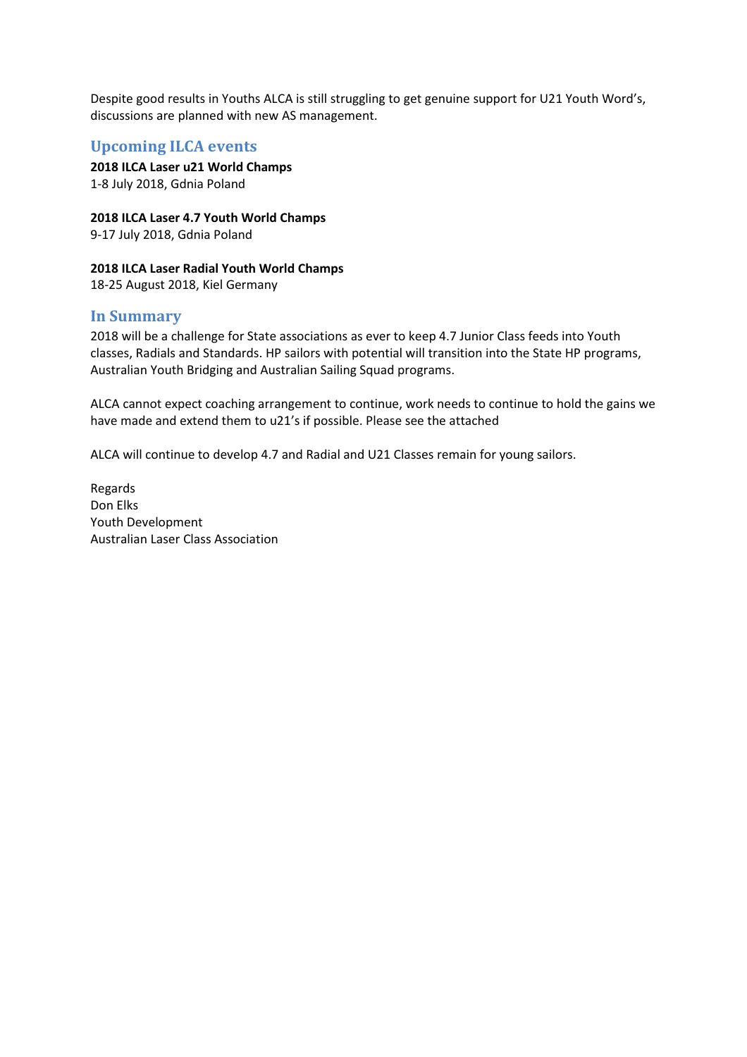Despite good results in Youths ALCA is still struggling to get genuine support for U21 Youth Word's, discussions are planned with new AS management.

## Upcoming ILCA events

**2018 ILCA Laser u21 World Champs**
1-8 July 2018, Gdnia Poland

**2018 ILCA Laser 4.7 Youth World Champs**
9-17 July 2018, Gdnia Poland

**2018 ILCA Laser Radial Youth World Champs**
18-25 August 2018, Kiel Germany

## In Summary

2018 will be a challenge for State associations as ever to keep 4.7 Junior Class feeds into Youth classes, Radials and Standards. HP sailors with potential will transition into the State HP programs, Australian Youth Bridging and Australian Sailing Squad programs.

ALCA cannot expect coaching arrangement to continue, work needs to continue to hold the gains we have made and extend them to u21's if possible. Please see the attached

ALCA will continue to develop 4.7 and Radial and U21 Classes remain for young sailors.

Regards
Don Elks
Youth Development
Australian Laser Class Association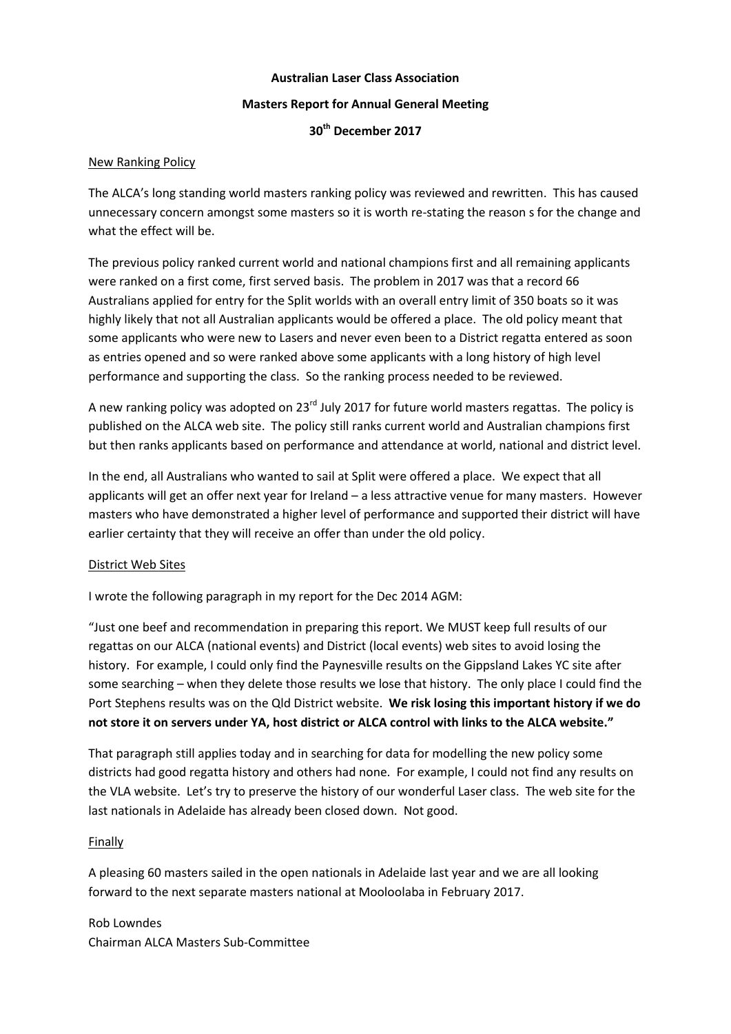**Australian Laser Class Association**

**Masters Report for Annual General Meeting**

**30th December 2017**

New Ranking Policy

The ALCA's long standing world masters ranking policy was reviewed and rewritten. This has caused unnecessary concern amongst some masters so it is worth re-stating the reason s for the change and what the effect will be.

The previous policy ranked current world and national champions first and all remaining applicants were ranked on a first come, first served basis. The problem in 2017 was that a record 66 Australians applied for entry for the Split worlds with an overall entry limit of 350 boats so it was highly likely that not all Australian applicants would be offered a place. The old policy meant that some applicants who were new to Lasers and never even been to a District regatta entered as soon as entries opened and so were ranked above some applicants with a long history of high level performance and supporting the class. So the ranking process needed to be reviewed.

A new ranking policy was adopted on 23rd July 2017 for future world masters regattas. The policy is published on the ALCA web site. The policy still ranks current world and Australian champions first but then ranks applicants based on performance and attendance at world, national and district level.

In the end, all Australians who wanted to sail at Split were offered a place. We expect that all applicants will get an offer next year for Ireland – a less attractive venue for many masters. However masters who have demonstrated a higher level of performance and supported their district will have earlier certainty that they will receive an offer than under the old policy.

District Web Sites

I wrote the following paragraph in my report for the Dec 2014 AGM:

"Just one beef and recommendation in preparing this report. We MUST keep full results of our regattas on our ALCA (national events) and District (local events) web sites to avoid losing the history. For example, I could only find the Paynesville results on the Gippsland Lakes YC site after some searching – when they delete those results we lose that history. The only place I could find the Port Stephens results was on the Qld District website. **We risk losing this important history if we do not store it on servers under YA, host district or ALCA control with links to the ALCA website."**

That paragraph still applies today and in searching for data for modelling the new policy some districts had good regatta history and others had none. For example, I could not find any results on the VLA website. Let's try to preserve the history of our wonderful Laser class. The web site for the last nationals in Adelaide has already been closed down. Not good.

Finally

A pleasing 60 masters sailed in the open nationals in Adelaide last year and we are all looking forward to the next separate masters national at Mooloolaba in February 2017.

Rob Lowndes
Chairman ALCA Masters Sub-Committee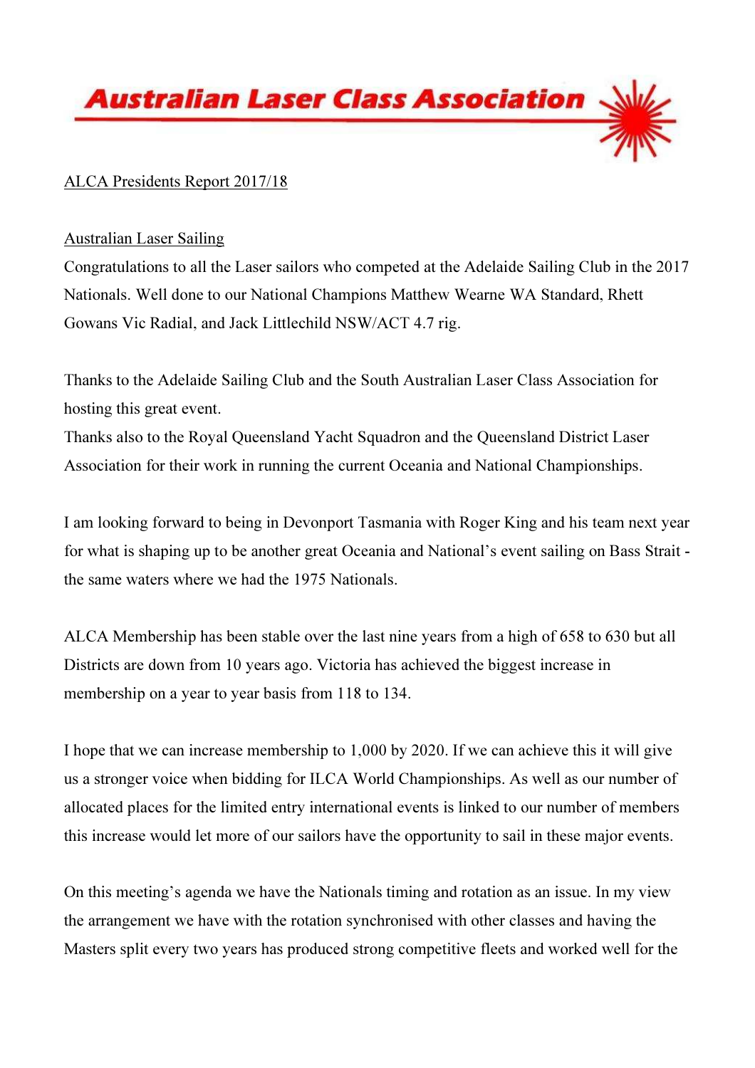# Australian Laser Class Association

ALCA Presidents Report 2017/18

Australian Laser Sailing

Congratulations to all the Laser sailors who competed at the Adelaide Sailing Club in the 2017 Nationals. Well done to our National Champions Matthew Wearne WA Standard, Rhett Gowans Vic Radial, and Jack Littlechild NSW/ACT 4.7 rig.

Thanks to the Adelaide Sailing Club and the South Australian Laser Class Association for hosting this great event.

Thanks also to the Royal Queensland Yacht Squadron and the Queensland District Laser Association for their work in running the current Oceania and National Championships.

I am looking forward to being in Devonport Tasmania with Roger King and his team next year for what is shaping up to be another great Oceania and National's event sailing on Bass Strait - the same waters where we had the 1975 Nationals.

ALCA Membership has been stable over the last nine years from a high of 658 to 630 but all Districts are down from 10 years ago. Victoria has achieved the biggest increase in membership on a year to year basis from 118 to 134.

I hope that we can increase membership to 1,000 by 2020. If we can achieve this it will give us a stronger voice when bidding for ILCA World Championships. As well as our number of allocated places for the limited entry international events is linked to our number of members this increase would let more of our sailors have the opportunity to sail in these major events.

On this meeting's agenda we have the Nationals timing and rotation as an issue. In my view the arrangement we have with the rotation synchronised with other classes and having the Masters split every two years has produced strong competitive fleets and worked well for the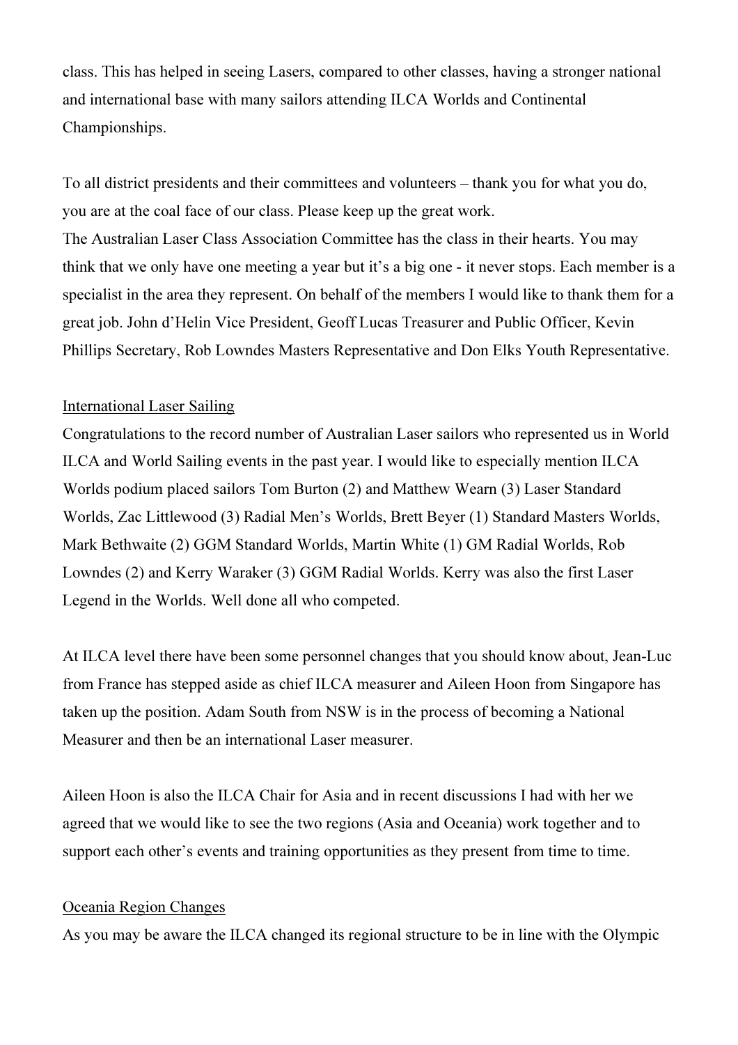class. This has helped in seeing Lasers, compared to other classes, having a stronger national and international base with many sailors attending ILCA Worlds and Continental Championships.

To all district presidents and their committees and volunteers – thank you for what you do, you are at the coal face of our class. Please keep up the great work.
The Australian Laser Class Association Committee has the class in their hearts. You may think that we only have one meeting a year but it's a big one - it never stops. Each member is a specialist in the area they represent. On behalf of the members I would like to thank them for a great job. John d'Helin Vice President, Geoff Lucas Treasurer and Public Officer, Kevin Phillips Secretary, Rob Lowndes Masters Representative and Don Elks Youth Representative.

## International Laser Sailing

Congratulations to the record number of Australian Laser sailors who represented us in World ILCA and World Sailing events in the past year. I would like to especially mention ILCA Worlds podium placed sailors Tom Burton (2) and Matthew Wearn (3) Laser Standard Worlds, Zac Littlewood (3) Radial Men's Worlds, Brett Beyer (1) Standard Masters Worlds, Mark Bethwaite (2) GGM Standard Worlds, Martin White (1) GM Radial Worlds, Rob Lowndes (2) and Kerry Waraker (3) GGM Radial Worlds. Kerry was also the first Laser Legend in the Worlds. Well done all who competed.

At ILCA level there have been some personnel changes that you should know about, Jean-Luc from France has stepped aside as chief ILCA measurer and Aileen Hoon from Singapore has taken up the position. Adam South from NSW is in the process of becoming a National Measurer and then be an international Laser measurer.

Aileen Hoon is also the ILCA Chair for Asia and in recent discussions I had with her we agreed that we would like to see the two regions (Asia and Oceania) work together and to support each other's events and training opportunities as they present from time to time.

## Oceania Region Changes

As you may be aware the ILCA changed its regional structure to be in line with the Olympic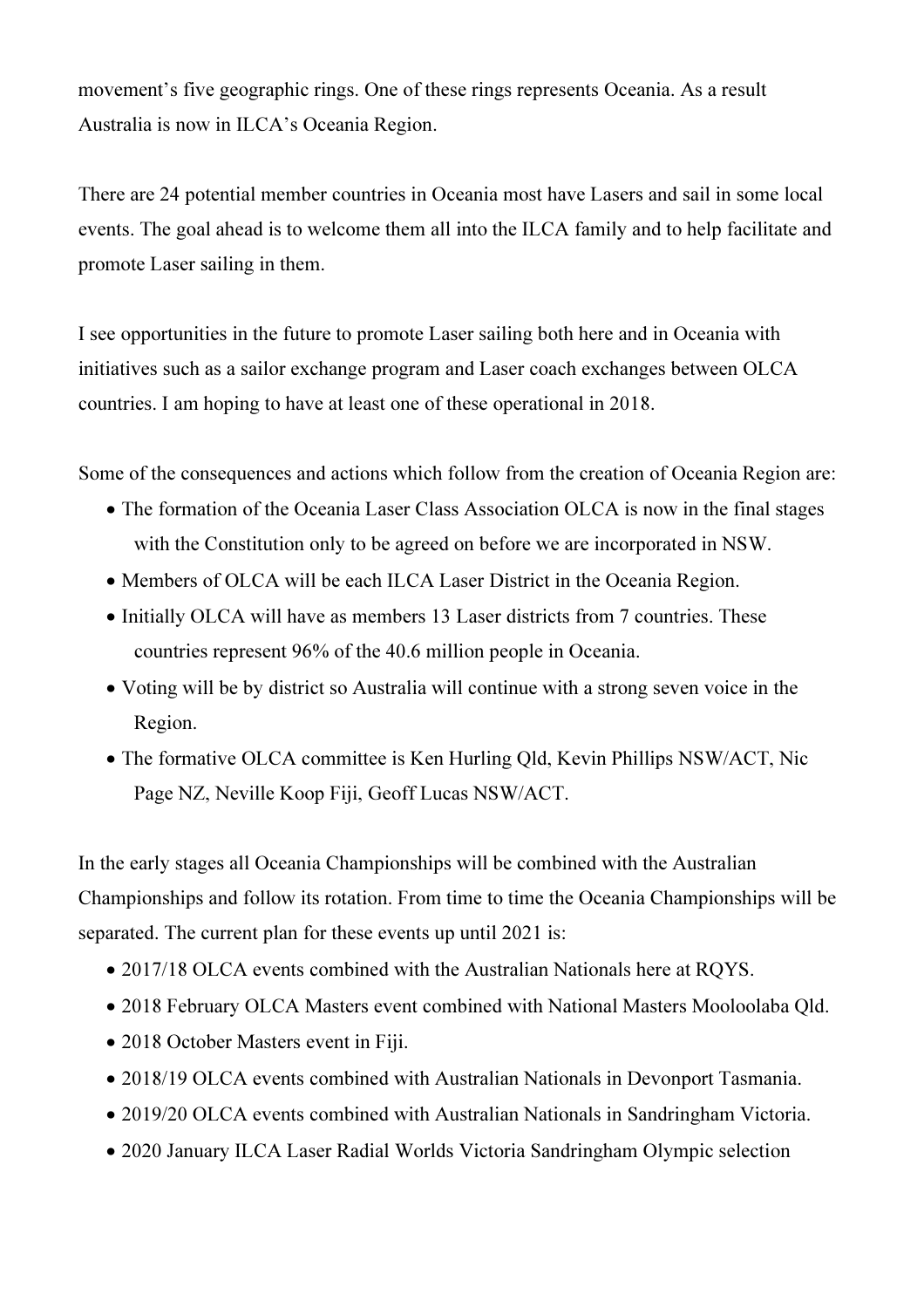movement's five geographic rings. One of these rings represents Oceania. As a result Australia is now in ILCA's Oceania Region.

There are 24 potential member countries in Oceania most have Lasers and sail in some local events. The goal ahead is to welcome them all into the ILCA family and to help facilitate and promote Laser sailing in them.

I see opportunities in the future to promote Laser sailing both here and in Oceania with initiatives such as a sailor exchange program and Laser coach exchanges between OLCA countries. I am hoping to have at least one of these operational in 2018.

Some of the consequences and actions which follow from the creation of Oceania Region are:

- The formation of the Oceania Laser Class Association OLCA is now in the final stages with the Constitution only to be agreed on before we are incorporated in NSW.
- Members of OLCA will be each ILCA Laser District in the Oceania Region.
- Initially OLCA will have as members 13 Laser districts from 7 countries. These countries represent 96% of the 40.6 million people in Oceania.
- Voting will be by district so Australia will continue with a strong seven voice in the Region.
- The formative OLCA committee is Ken Hurling Qld, Kevin Phillips NSW/ACT, Nic Page NZ, Neville Koop Fiji, Geoff Lucas NSW/ACT.

In the early stages all Oceania Championships will be combined with the Australian Championships and follow its rotation. From time to time the Oceania Championships will be separated. The current plan for these events up until 2021 is:

- 2017/18 OLCA events combined with the Australian Nationals here at RQYS.
- 2018 February OLCA Masters event combined with National Masters Mooloolaba Qld.
- 2018 October Masters event in Fiji.
- 2018/19 OLCA events combined with Australian Nationals in Devonport Tasmania.
- 2019/20 OLCA events combined with Australian Nationals in Sandringham Victoria.
- 2020 January ILCA Laser Radial Worlds Victoria Sandringham Olympic selection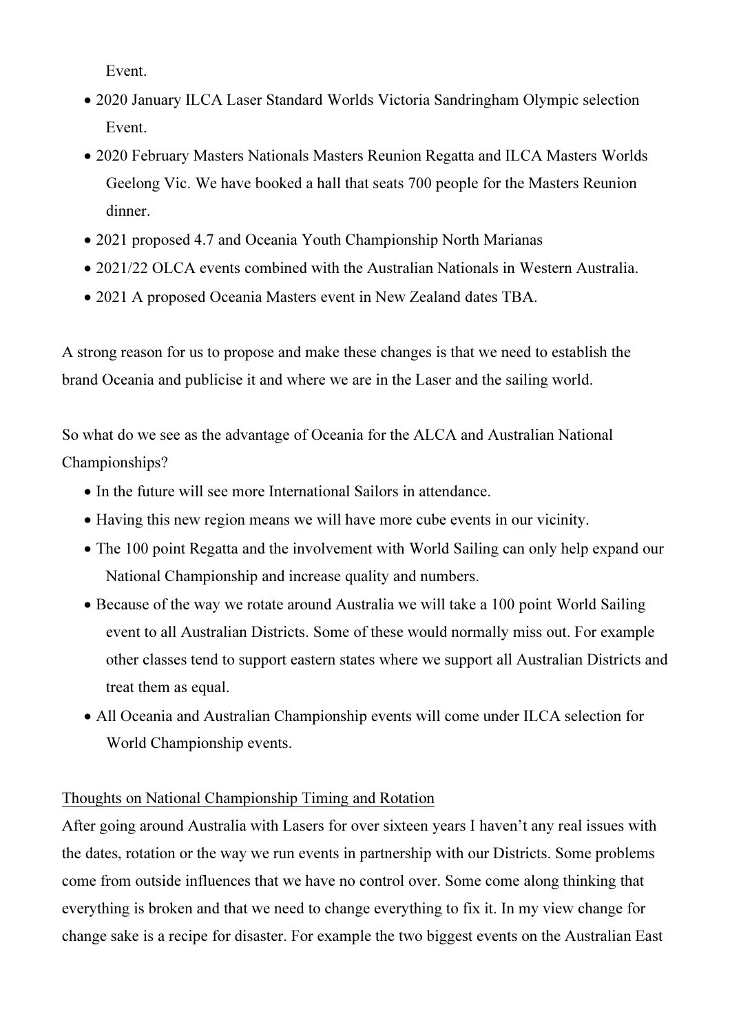Event.

- 2020 January ILCA Laser Standard Worlds Victoria Sandringham Olympic selection Event.
- 2020 February Masters Nationals Masters Reunion Regatta and ILCA Masters Worlds Geelong Vic. We have booked a hall that seats 700 people for the Masters Reunion dinner.
- 2021 proposed 4.7 and Oceania Youth Championship North Marianas
- 2021/22 OLCA events combined with the Australian Nationals in Western Australia.
- 2021 A proposed Oceania Masters event in New Zealand dates TBA.

A strong reason for us to propose and make these changes is that we need to establish the brand Oceania and publicise it and where we are in the Laser and the sailing world.

So what do we see as the advantage of Oceania for the ALCA and Australian National Championships?

- In the future will see more International Sailors in attendance.
- Having this new region means we will have more cube events in our vicinity.
- The 100 point Regatta and the involvement with World Sailing can only help expand our National Championship and increase quality and numbers.
- Because of the way we rotate around Australia we will take a 100 point World Sailing event to all Australian Districts. Some of these would normally miss out. For example other classes tend to support eastern states where we support all Australian Districts and treat them as equal.
- All Oceania and Australian Championship events will come under ILCA selection for World Championship events.

<u>Thoughts on National Championship Timing and Rotation</u>

After going around Australia with Lasers for over sixteen years I haven't any real issues with the dates, rotation or the way we run events in partnership with our Districts. Some problems come from outside influences that we have no control over. Some come along thinking that everything is broken and that we need to change everything to fix it. In my view change for change sake is a recipe for disaster. For example the two biggest events on the Australian East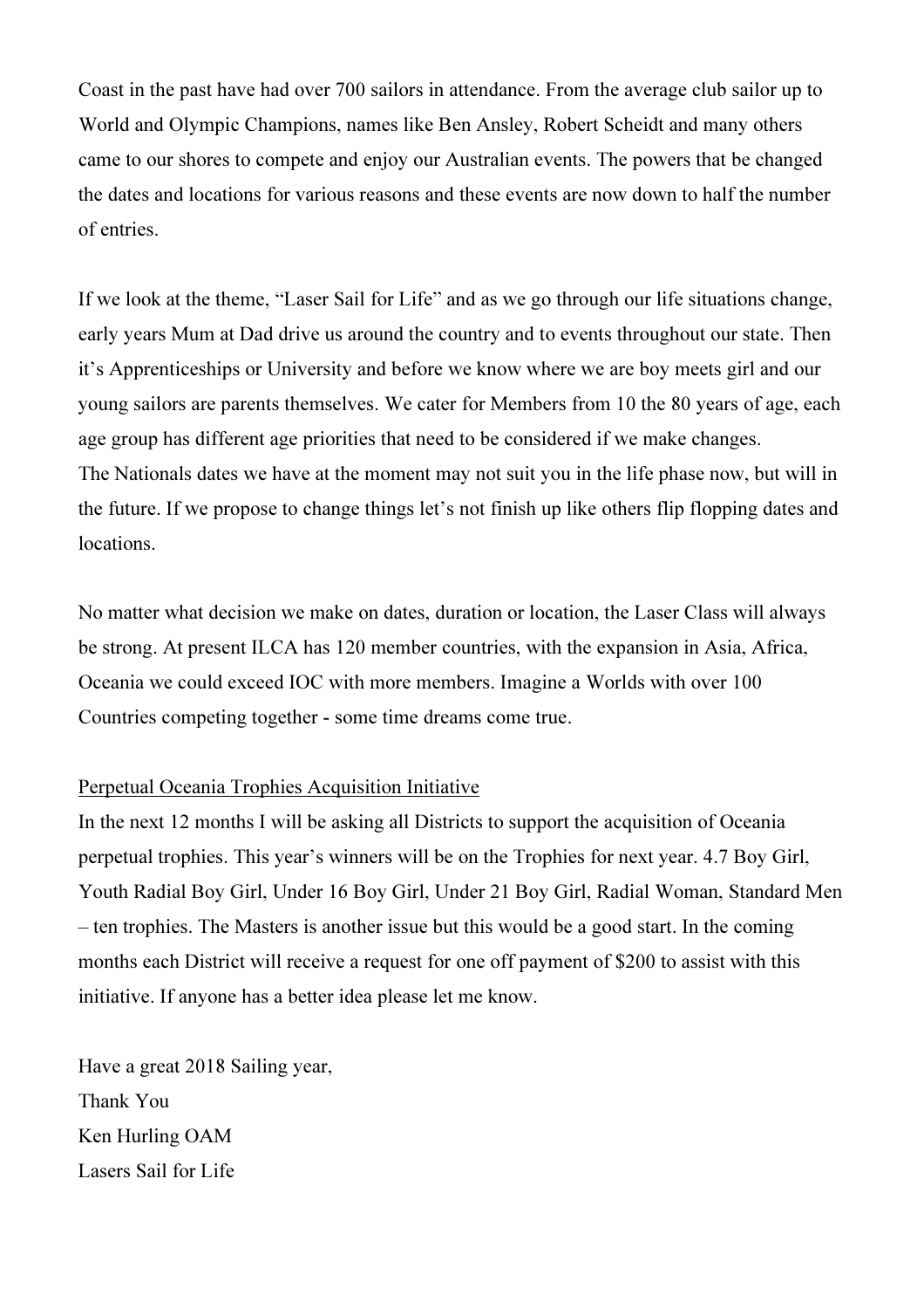Coast in the past have had over 700 sailors in attendance. From the average club sailor up to World and Olympic Champions, names like Ben Ansley, Robert Scheidt and many others came to our shores to compete and enjoy our Australian events. The powers that be changed the dates and locations for various reasons and these events are now down to half the number of entries.

If we look at the theme, "Laser Sail for Life" and as we go through our life situations change, early years Mum at Dad drive us around the country and to events throughout our state. Then it's Apprenticeships or University and before we know where we are boy meets girl and our young sailors are parents themselves. We cater for Members from 10 the 80 years of age, each age group has different age priorities that need to be considered if we make changes.
The Nationals dates we have at the moment may not suit you in the life phase now, but will in the future. If we propose to change things let's not finish up like others flip flopping dates and locations.

No matter what decision we make on dates, duration or location, the Laser Class will always be strong. At present ILCA has 120 member countries, with the expansion in Asia, Africa, Oceania we could exceed IOC with more members. Imagine a Worlds with over 100 Countries competing together - some time dreams come true.

<u>Perpetual Oceania Trophies Acquisition Initiative</u>

In the next 12 months I will be asking all Districts to support the acquisition of Oceania perpetual trophies. This year's winners will be on the Trophies for next year. 4.7 Boy Girl, Youth Radial Boy Girl, Under 16 Boy Girl, Under 21 Boy Girl, Radial Woman, Standard Men – ten trophies. The Masters is another issue but this would be a good start. In the coming months each District will receive a request for one off payment of $200 to assist with this initiative. If anyone has a better idea please let me know.

Have a great 2018 Sailing year,
Thank You
Ken Hurling OAM
Lasers Sail for Life